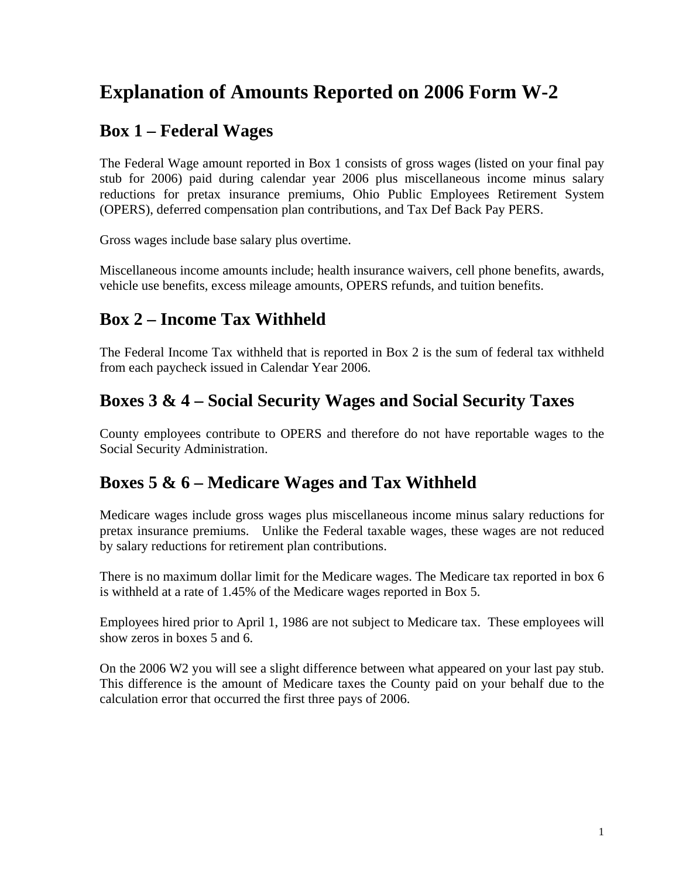# Explanation of Amounts Reported on 2006 Form W-2

## Box 1 – Federal Wages

The Federal Wage amount reported in Box 1 consists of gross wages (listed on your final pay stub for 2006) paid during calendar year 2006 plus miscellaneous income minus salary reductions for pretax insurance premiums, Ohio Public Employees Retirement System (OPERS), deferred compensation plan contributions, and Tax Def Back Pay PERS.

Gross wages include base salary plus overtime.

Miscellaneous income amounts include; health insurance waivers, cell phone benefits, awards, vehicle use benefits, excess mileage amounts, OPERS refunds, and tuition benefits.

## Box 2 – Income Tax Withheld

The Federal Income Tax withheld that is reported in Box 2 is the sum of federal tax withheld from each paycheck issued in Calendar Year 2006.

## Boxes 3 & 4 – Social Security Wages and Social Security Taxes

County employees contribute to OPERS and therefore do not have reportable wages to the Social Security Administration.

## Boxes 5 & 6 – Medicare Wages and Tax Withheld

Medicare wages include gross wages plus miscellaneous income minus salary reductions for pretax insurance premiums. Unlike the Federal taxable wages, these wages are not reduced by salary reductions for retirement plan contributions.

There is no maximum dollar limit for the Medicare wages. The Medicare tax reported in box 6 is withheld at a rate of 1.45% of the Medicare wages reported in Box 5.

Employees hired prior to April 1, 1986 are not subject to Medicare tax. These employees will show zeros in boxes 5 and 6.

On the 2006 W2 you will see a slight difference between what appeared on your last pay stub. This difference is the amount of Medicare taxes the County paid on your behalf due to the calculation error that occurred the first three pays of 2006.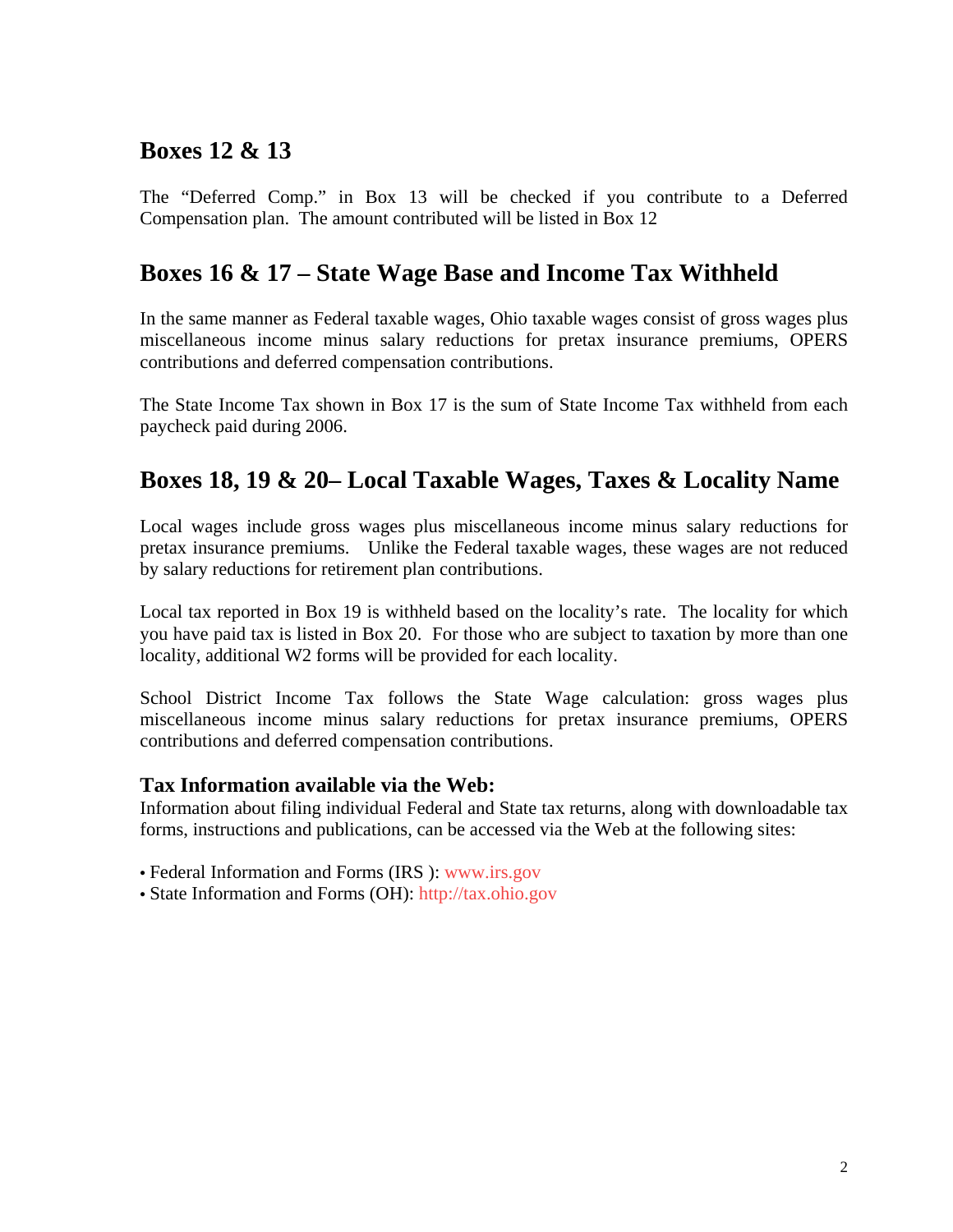## Boxes 12 & 13

The "Deferred Comp." in Box 13 will be checked if you contribute to a Deferred Compensation plan. The amount contributed will be listed in Box 12

## Boxes 16 & 17 – State Wage Base and Income Tax Withheld

In the same manner as Federal taxable wages, Ohio taxable wages consist of gross wages plus miscellaneous income minus salary reductions for pretax insurance premiums, OPERS contributions and deferred compensation contributions.

The State Income Tax shown in Box 17 is the sum of State Income Tax withheld from each paycheck paid during 2006.

## Boxes 18, 19 & 20– Local Taxable Wages, Taxes & Locality Name

Local wages include gross wages plus miscellaneous income minus salary reductions for pretax insurance premiums. Unlike the Federal taxable wages, these wages are not reduced by salary reductions for retirement plan contributions.

Local tax reported in Box 19 is withheld based on the locality's rate. The locality for which you have paid tax is listed in Box 20. For those who are subject to taxation by more than one locality, additional W2 forms will be provided for each locality.

School District Income Tax follows the State Wage calculation: gross wages plus miscellaneous income minus salary reductions for pretax insurance premiums, OPERS contributions and deferred compensation contributions.

### Tax Information available via the Web:

Information about filing individual Federal and State tax returns, along with downloadable tax forms, instructions and publications, can be accessed via the Web at the following sites:

- Federal Information and Forms (IRS ): www.irs.gov
- State Information and Forms (OH): http://tax.ohio.gov